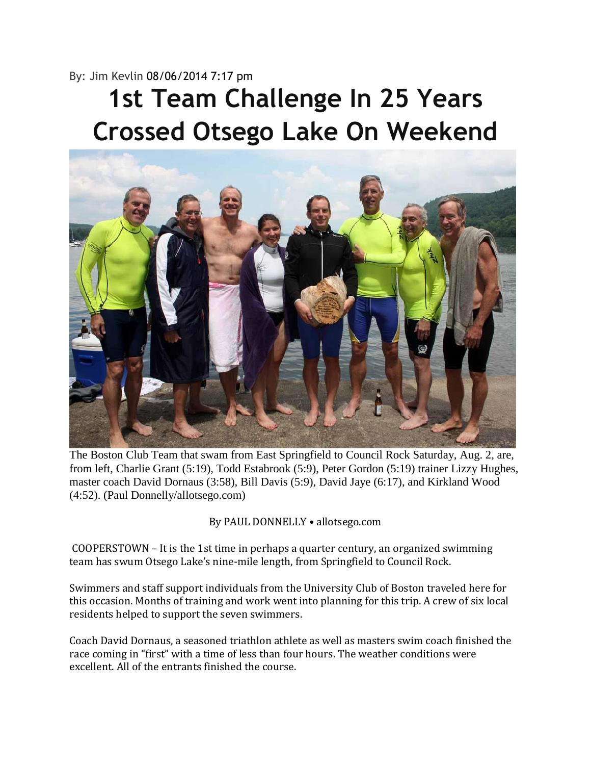By: Jim Kevlin 08/06/2014 7:17 pm

# 1st Team Challenge In 25 Years Crossed Otsego Lake On Weekend

The Boston Club Team that swam from East Springfield to Council Rock Saturday, Aug. 2, are, from left, Charlie Grant (5:19), Todd Estabrook (5:9), Peter Gordon (5:19) trainer Lizzy Hughes, master coach David Dornaus (3:58), Bill Davis (5:9), David Jaye (6:17), and Kirkland Wood (4:52). (Paul Donnelly/allotsego.com)

By PAUL DONNELLY • allotsego.com

COOPERSTOWN – It is the 1st time in perhaps a quarter century, an organized swimming team has swum Otsego Lake's nine-mile length, from Springfield to Council Rock.

Swimmers and staff support individuals from the University Club of Boston traveled here for this occasion. Months of training and work went into planning for this trip. A crew of six local residents helped to support the seven swimmers.

Coach David Dornaus, a seasoned triathlon athlete as well as masters swim coach finished the race coming in "first" with a time of less than four hours. The weather conditions were excellent. All of the entrants finished the course.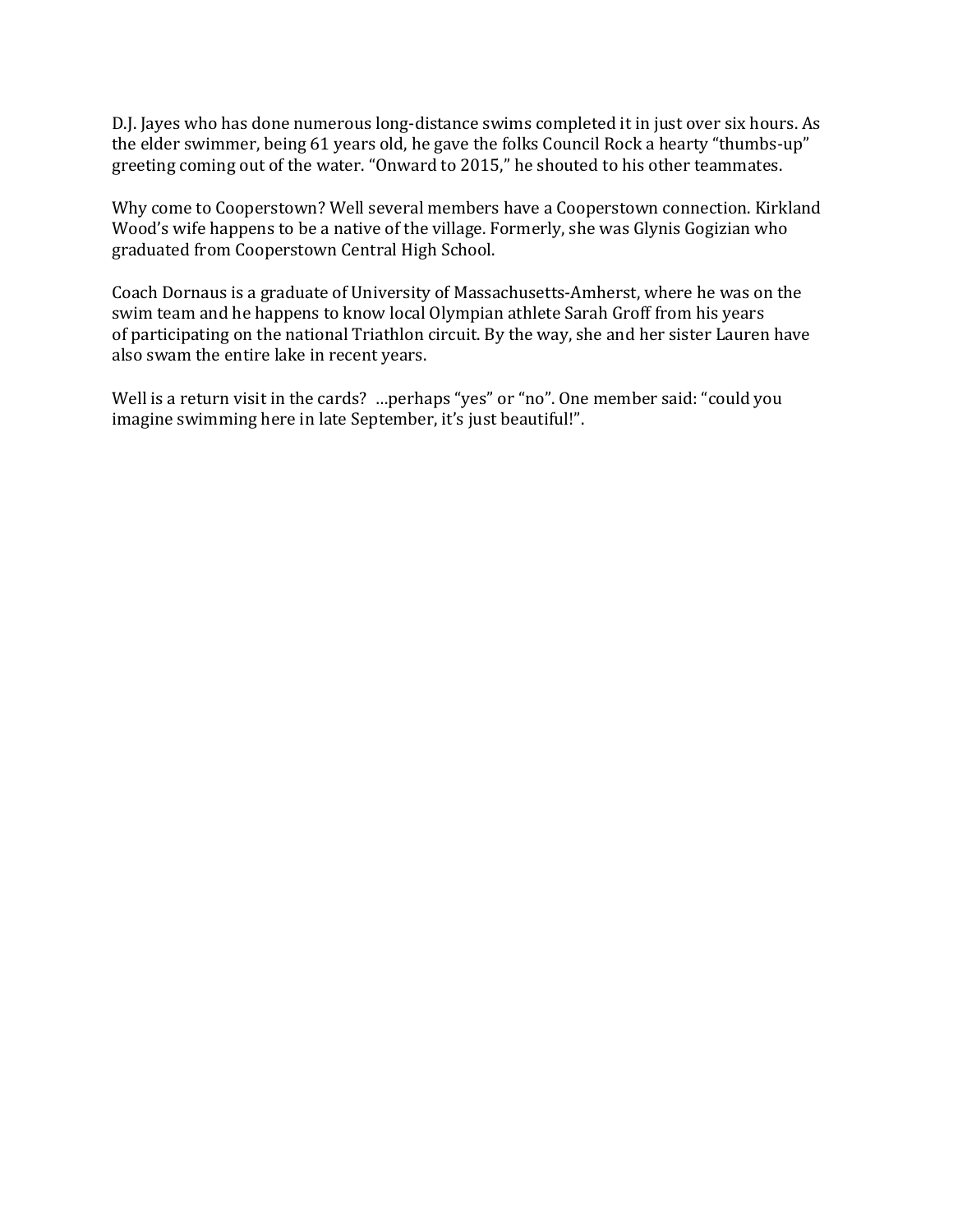D.J. Jayes who has done numerous long-distance swims completed it in just over six hours. As the elder swimmer, being 61 years old, he gave the folks Council Rock a hearty “thumbs-up” greeting coming out of the water. “Onward to 2015,” he shouted to his other teammates.

Why come to Cooperstown? Well several members have a Cooperstown connection. Kirkland Wood’s wife happens to be a native of the village. Formerly, she was Glynis Gogizian who graduated from Cooperstown Central High School.

Coach Dornaus is a graduate of University of Massachusetts-Amherst, where he was on the swim team and he happens to know local Olympian athlete Sarah Groff from his years of participating on the national Triathlon circuit. By the way, she and her sister Lauren have also swam the entire lake in recent years.

Well is a return visit in the cards? …perhaps “yes” or “no”. One member said: “could you imagine swimming here in late September, it’s just beautiful!”.